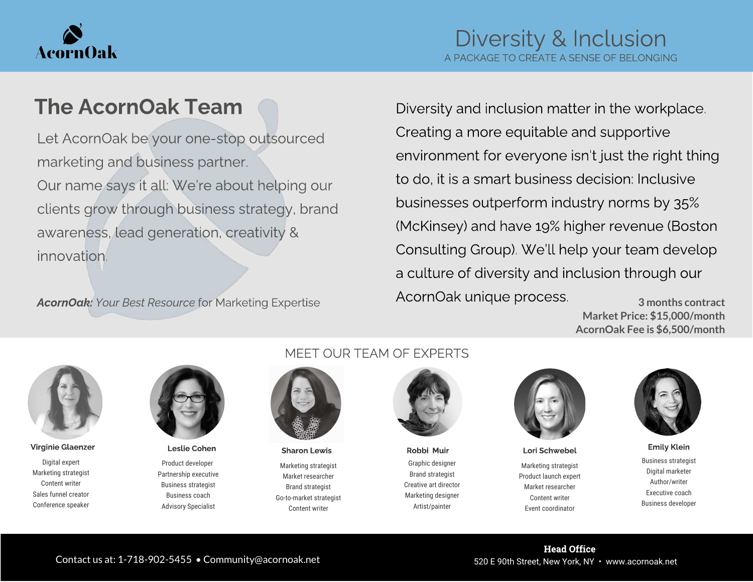AcornOak

# Diversity & Inclusion

A PACKAGE TO CREATE A SENSE OF BELONGING

## The AcornOak Team

Let AcornOak be your one-stop outsourced marketing and business partner.
Our name says it all: We're about helping our clients grow through business strategy, brand awareness, lead generation, creativity & innovation.

***AcornOak:** Your Best Resource* for Marketing Expertise

Diversity and inclusion matter in the workplace. Creating a more equitable and supportive environment for everyone isn't just the right thing to do, it is a smart business decision: Inclusive businesses outperform industry norms by 35% (McKinsey) and have 19% higher revenue (Boston Consulting Group). We'll help your team develop a culture of diversity and inclusion through our AcornOak unique process.

**3 months contract**
**Market Price: $15,000/month**
**AcornOak Fee is $6,500/month**

## MEET OUR TEAM OF EXPERTS

**Virginie Glaenzer**
Digital expert
Marketing strategist
Content writer
Sales funnel creator
Conference speaker

**Leslie Cohen**
Product developer
Partnership executive
Business strategist
Business coach
Advisory Specialist

**Sharon Lewis**
Marketing strategist
Market researcher
Brand strategist
Go-to-market strategist
Content writer

**Robbi Muir**
Graphic designer
Brand strategist
Creative art director
Marketing designer
Artist/painter

**Lori Schwebel**
Marketing strategist
Product launch expert
Market researcher
Content writer
Event coordinator

**Emily Klein**
Business strategist
Digital marketer
Author/writer
Executive coach
Business developer

Contact us at: 1-718-902-5455 • Community@acornoak.net

**Head Office**
520 E 90th Street, New York, NY • www.acornoak.net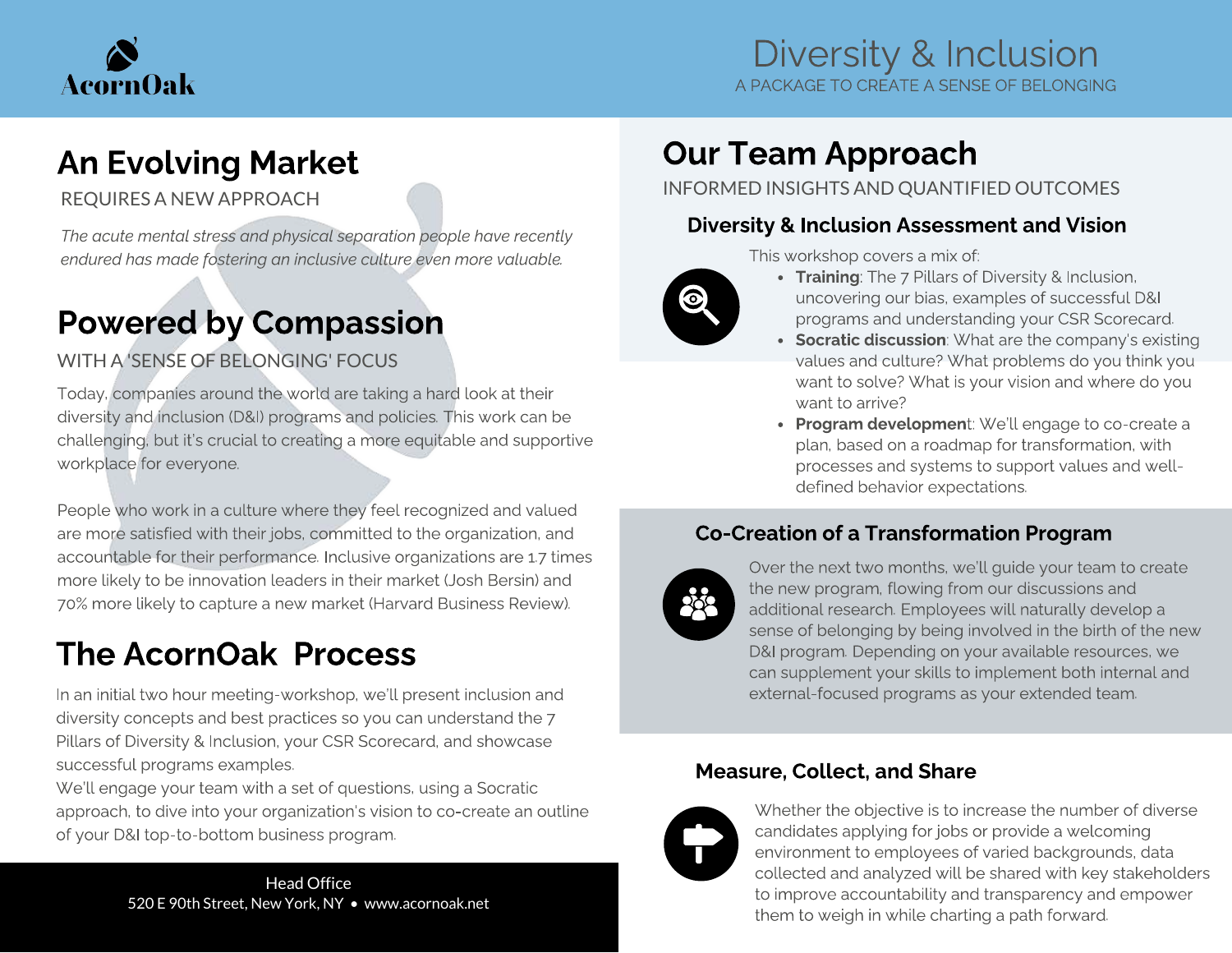AcornOak

# Diversity & Inclusion

A PACKAGE TO CREATE A SENSE OF BELONGING

## An Evolving Market

REQUIRES A NEW APPROACH

*The acute mental stress and physical separation people have recently endured has made fostering an inclusive culture even more valuable.*

## Powered by Compassion

WITH A 'SENSE OF BELONGING' FOCUS

Today, companies around the world are taking a hard look at their diversity and inclusion (D&I) programs and policies. This work can be challenging, but it's crucial to creating a more equitable and supportive workplace for everyone.

People who work in a culture where they feel recognized and valued are more satisfied with their jobs, committed to the organization, and accountable for their performance. Inclusive organizations are 1.7 times more likely to be innovation leaders in their market (Josh Bersin) and 70% more likely to capture a new market (Harvard Business Review).

## The AcornOak Process

In an initial two hour meeting-workshop, we'll present inclusion and diversity concepts and best practices so you can understand the 7 Pillars of Diversity & Inclusion, your CSR Scorecard, and showcase successful programs examples.
We'll engage your team with a set of questions, using a Socratic approach, to dive into your organization's vision to co-create an outline of your D&I top-to-bottom business program.

Head Office
520 E 90th Street, New York, NY • www.acornoak.net

## Our Team Approach

INFORMED INSIGHTS AND QUANTIFIED OUTCOMES

### Diversity & Inclusion Assessment and Vision

This workshop covers a mix of:

- **Training**: The 7 Pillars of Diversity & Inclusion, uncovering our bias, examples of successful D&I programs and understanding your CSR Scorecard.
- **Socratic discussion**: What are the company's existing values and culture? What problems do you think you want to solve? What is your vision and where do you want to arrive?
- **Program development**: We'll engage to co-create a plan, based on a roadmap for transformation, with processes and systems to support values and well-defined behavior expectations.

### Co-Creation of a Transformation Program

Over the next two months, we'll guide your team to create the new program, flowing from our discussions and additional research. Employees will naturally develop a sense of belonging by being involved in the birth of the new D&I program. Depending on your available resources, we can supplement your skills to implement both internal and external-focused programs as your extended team.

### Measure, Collect, and Share

Whether the objective is to increase the number of diverse candidates applying for jobs or provide a welcoming environment to employees of varied backgrounds, data collected and analyzed will be shared with key stakeholders to improve accountability and transparency and empower them to weigh in while charting a path forward.